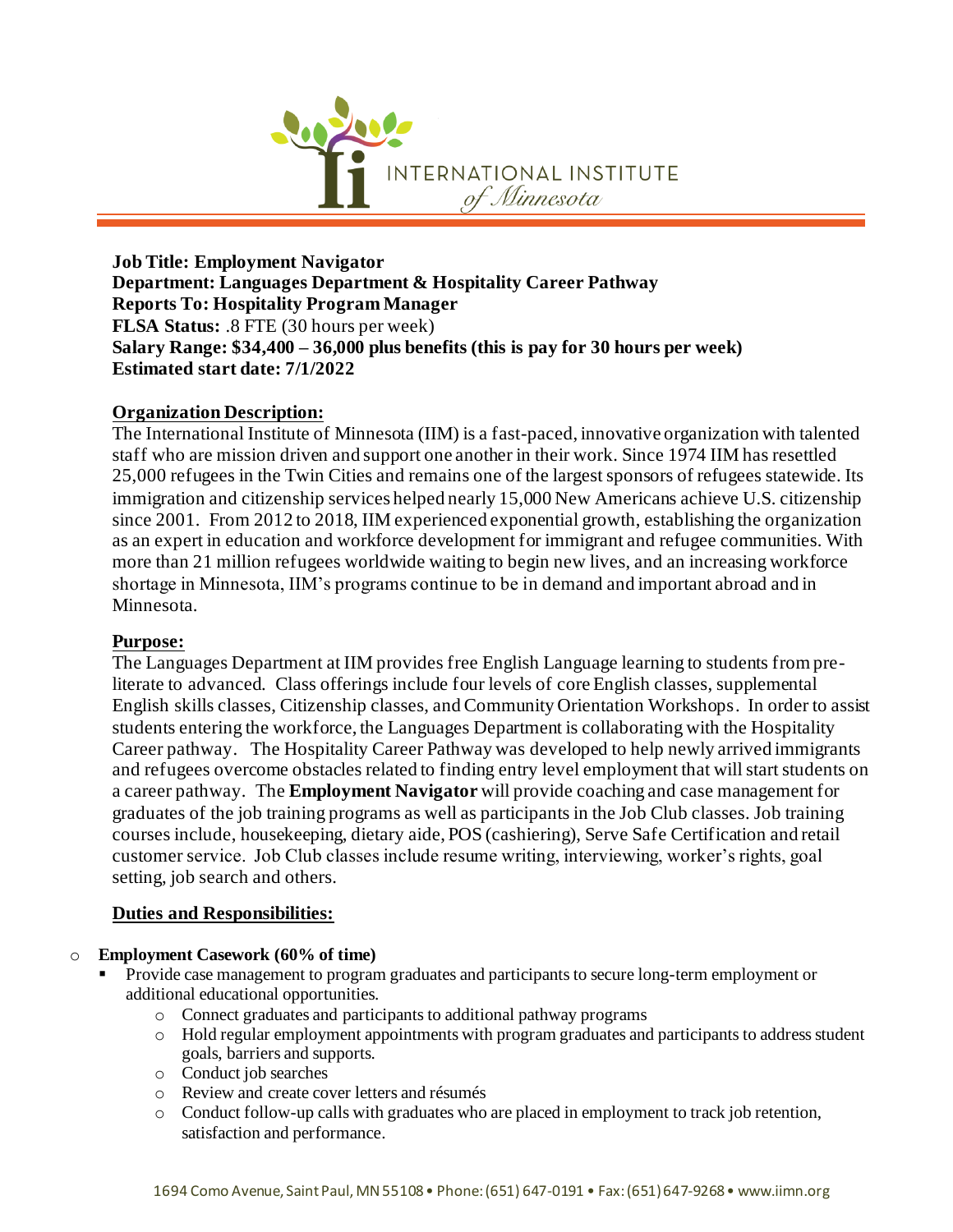INTERNATIONAL INSTITUTE *of Minnesota*

**Job Title: Employment Navigator**
**Department: Languages Department & Hospitality Career Pathway**
**Reports To: Hospitality Program Manager**
**FLSA Status:** .8 FTE (30 hours per week)
**Salary Range: $34,400 – 36,000 plus benefits (this is pay for 30 hours per week)**
**Estimated start date: 7/1/2022**

## Organization Description:

The International Institute of Minnesota (IIM) is a fast-paced, innovative organization with talented staff who are mission driven and support one another in their work. Since 1974 IIM has resettled 25,000 refugees in the Twin Cities and remains one of the largest sponsors of refugees statewide. Its immigration and citizenship services helped nearly 15,000 New Americans achieve U.S. citizenship since 2001. From 2012 to 2018, IIM experienced exponential growth, establishing the organization as an expert in education and workforce development for immigrant and refugee communities. With more than 21 million refugees worldwide waiting to begin new lives, and an increasing workforce shortage in Minnesota, IIM's programs continue to be in demand and important abroad and in Minnesota.

## Purpose:

The Languages Department at IIM provides free English Language learning to students from pre-literate to advanced. Class offerings include four levels of core English classes, supplemental English skills classes, Citizenship classes, and Community Orientation Workshops. In order to assist students entering the workforce, the Languages Department is collaborating with the Hospitality Career pathway. The Hospitality Career Pathway was developed to help newly arrived immigrants and refugees overcome obstacles related to finding entry level employment that will start students on a career pathway. The **Employment Navigator** will provide coaching and case management for graduates of the job training programs as well as participants in the Job Club classes. Job training courses include, housekeeping, dietary aide, POS (cashiering), Serve Safe Certification and retail customer service. Job Club classes include resume writing, interviewing, worker's rights, goal setting, job search and others.

## Duties and Responsibilities:

- **Employment Casework (60% of time)**
  - Provide case management to program graduates and participants to secure long-term employment or additional educational opportunities.
    - Connect graduates and participants to additional pathway programs
    - Hold regular employment appointments with program graduates and participants to address student goals, barriers and supports.
    - Conduct job searches
    - Review and create cover letters and résumés
    - Conduct follow-up calls with graduates who are placed in employment to track job retention, satisfaction and performance.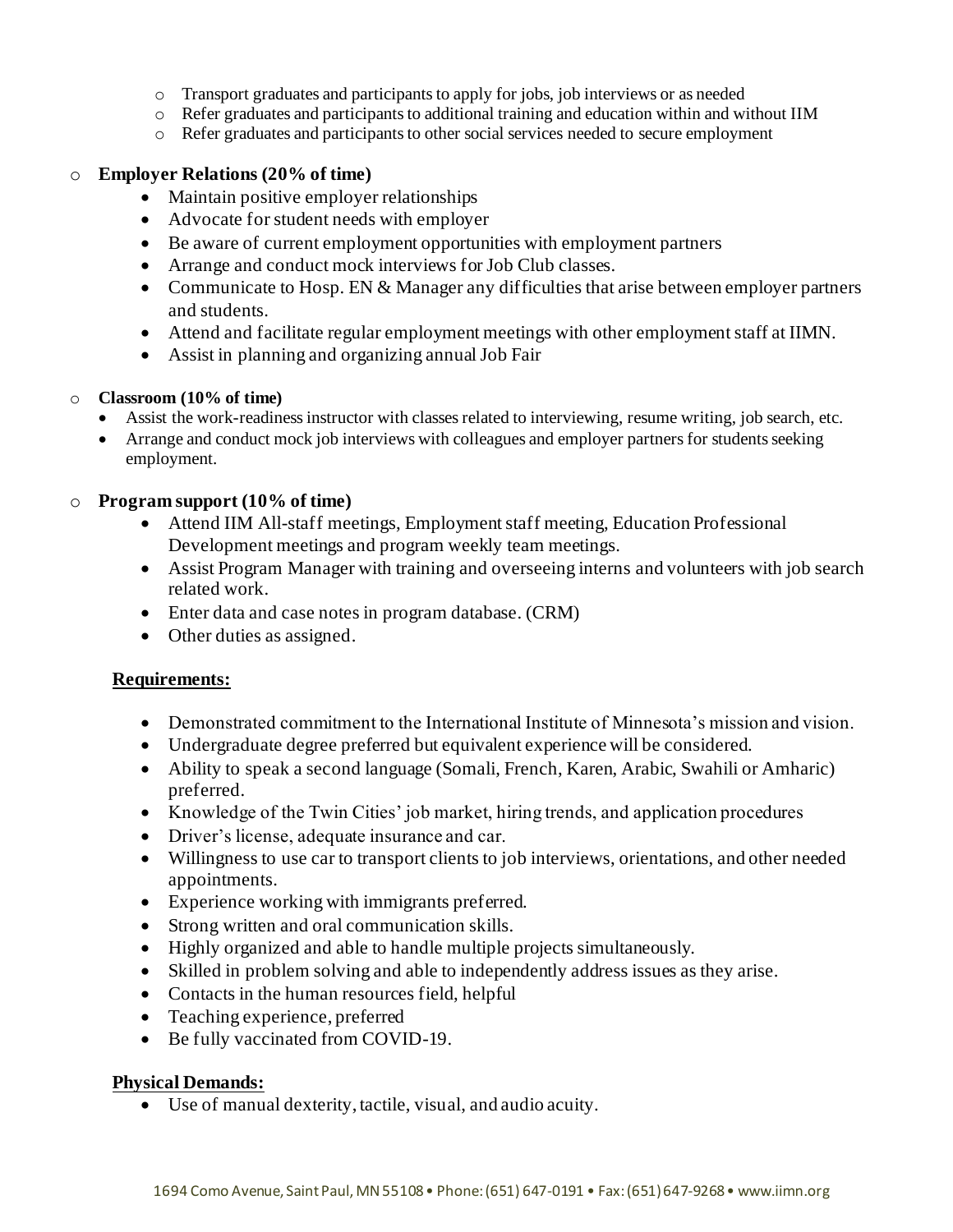- Transport graduates and participants to apply for jobs, job interviews or as needed
  - Refer graduates and participants to additional training and education within and without IIM
  - Refer graduates and participants to other social services needed to secure employment

- **Employer Relations (20% of time)**
  - Maintain positive employer relationships
  - Advocate for student needs with employer
  - Be aware of current employment opportunities with employment partners
  - Arrange and conduct mock interviews for Job Club classes.
  - Communicate to Hosp. EN & Manager any difficulties that arise between employer partners and students.
  - Attend and facilitate regular employment meetings with other employment staff at IIMN.
  - Assist in planning and organizing annual Job Fair

- **Classroom (10% of time)**
  - Assist the work-readiness instructor with classes related to interviewing, resume writing, job search, etc.
  - Arrange and conduct mock job interviews with colleagues and employer partners for students seeking employment.

- **Program support (10% of time)**
  - Attend IIM All-staff meetings, Employment staff meeting, Education Professional Development meetings and program weekly team meetings.
  - Assist Program Manager with training and overseeing interns and volunteers with job search related work.
  - Enter data and case notes in program database. (CRM)
  - Other duties as assigned.

**<u>Requirements:</u>**

- Demonstrated commitment to the International Institute of Minnesota's mission and vision.
- Undergraduate degree preferred but equivalent experience will be considered.
- Ability to speak a second language (Somali, French, Karen, Arabic, Swahili or Amharic) preferred.
- Knowledge of the Twin Cities' job market, hiring trends, and application procedures
- Driver's license, adequate insurance and car.
- Willingness to use car to transport clients to job interviews, orientations, and other needed appointments.
- Experience working with immigrants preferred.
- Strong written and oral communication skills.
- Highly organized and able to handle multiple projects simultaneously.
- Skilled in problem solving and able to independently address issues as they arise.
- Contacts in the human resources field, helpful
- Teaching experience, preferred
- Be fully vaccinated from COVID-19.

**<u>Physical Demands:</u>**

- Use of manual dexterity, tactile, visual, and audio acuity.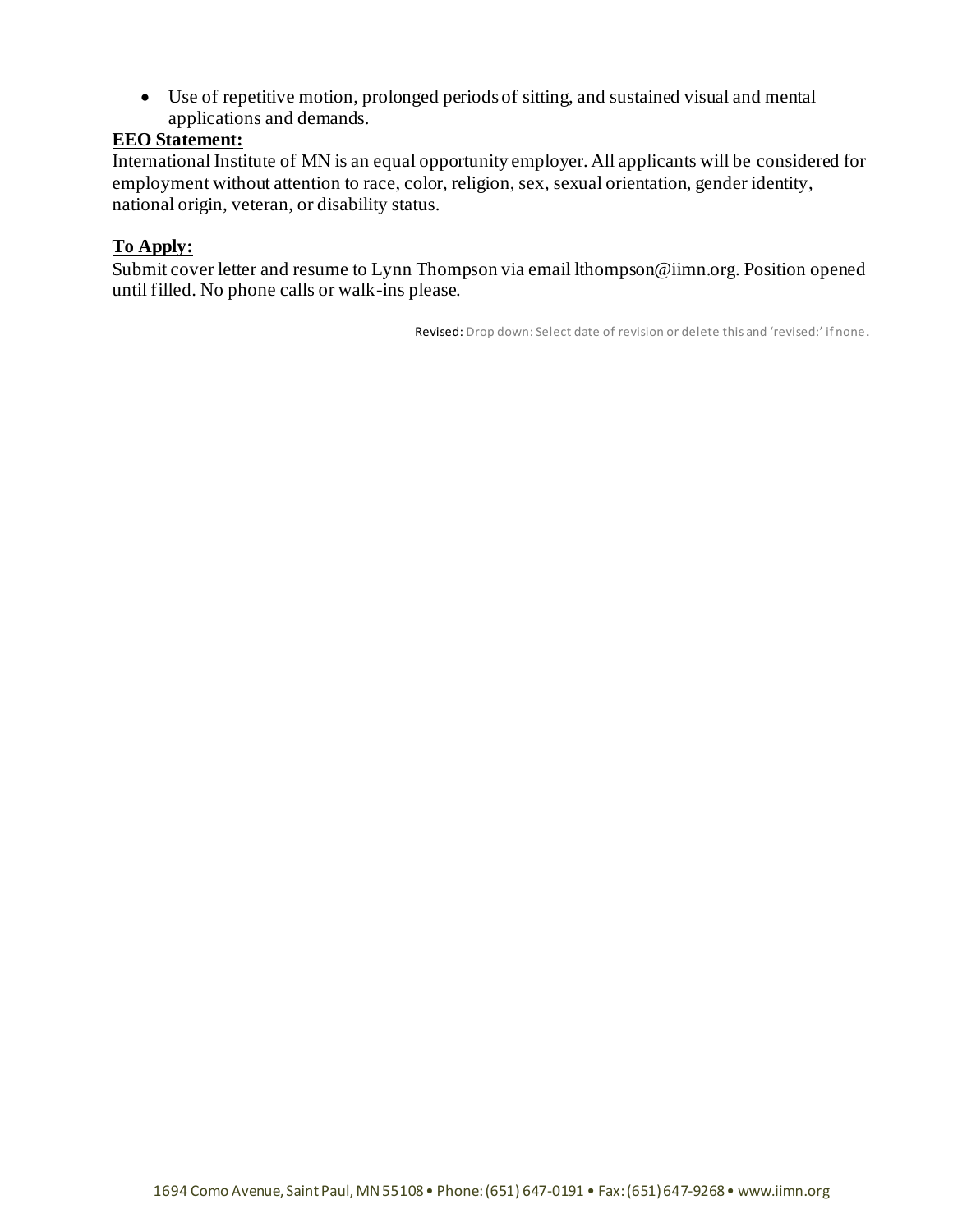- Use of repetitive motion, prolonged periods of sitting, and sustained visual and mental applications and demands.

**EEO Statement:**

International Institute of MN is an equal opportunity employer. All applicants will be considered for employment without attention to race, color, religion, sex, sexual orientation, gender identity, national origin, veteran, or disability status.

**To Apply:**

Submit cover letter and resume to Lynn Thompson via email lthompson@iimn.org. Position opened until filled. No phone calls or walk-ins please.

Revised: Drop down: Select date of revision or delete this and 'revised:' if none.

1694 Como Avenue, Saint Paul, MN 55108 • Phone: (651) 647-0191 • Fax: (651) 647-9268 • www.iimn.org